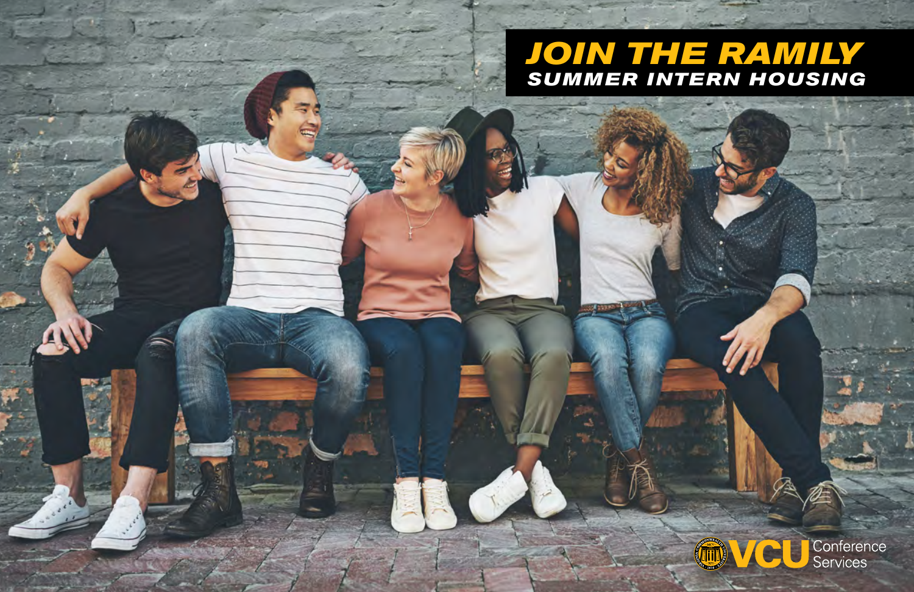# JOIN THE RAMILY

## SUMMER INTERN HOUSING

VCU Conference Services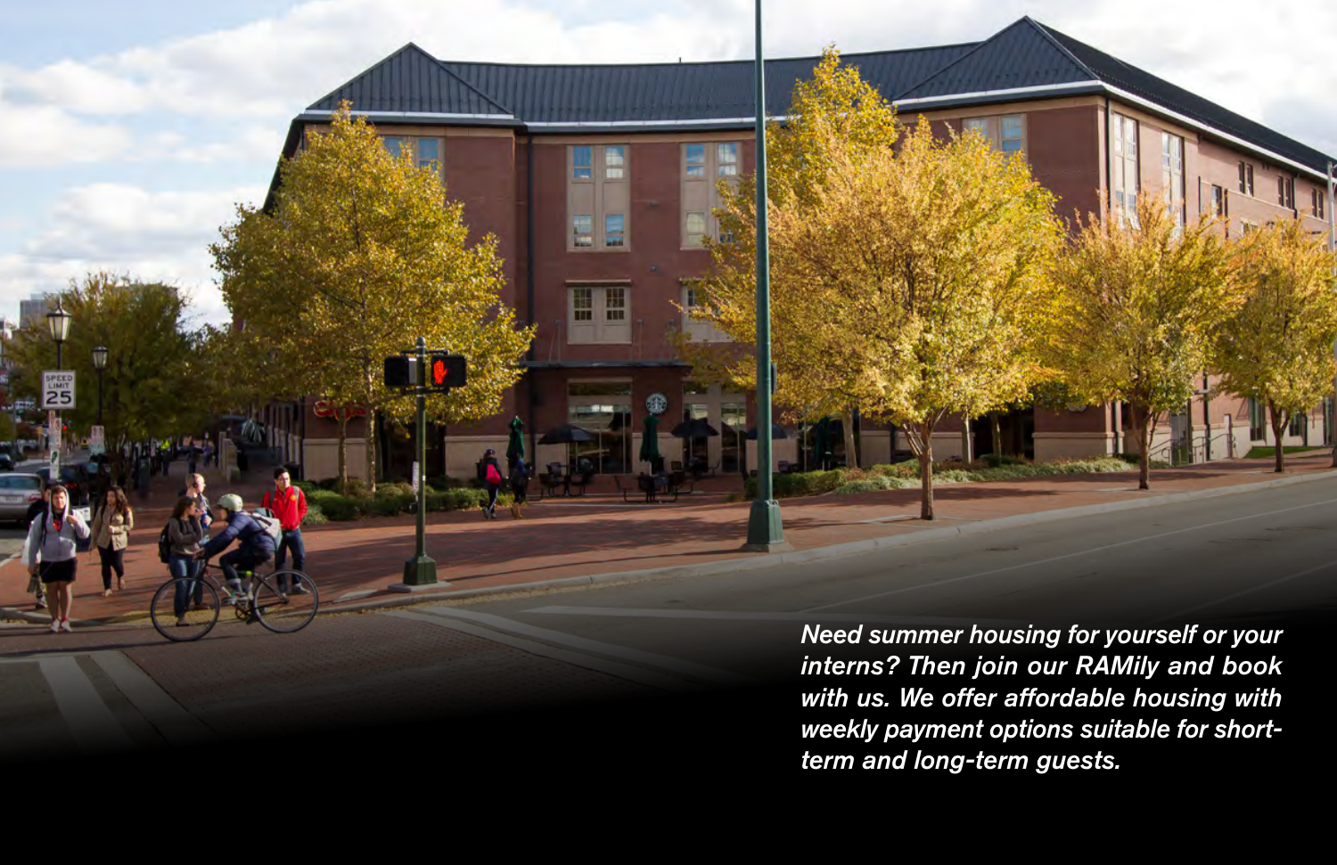*Need summer housing for yourself or your interns? Then join our RAMily and book with us. We offer affordable housing with weekly payment options suitable for short-term and long-term guests.*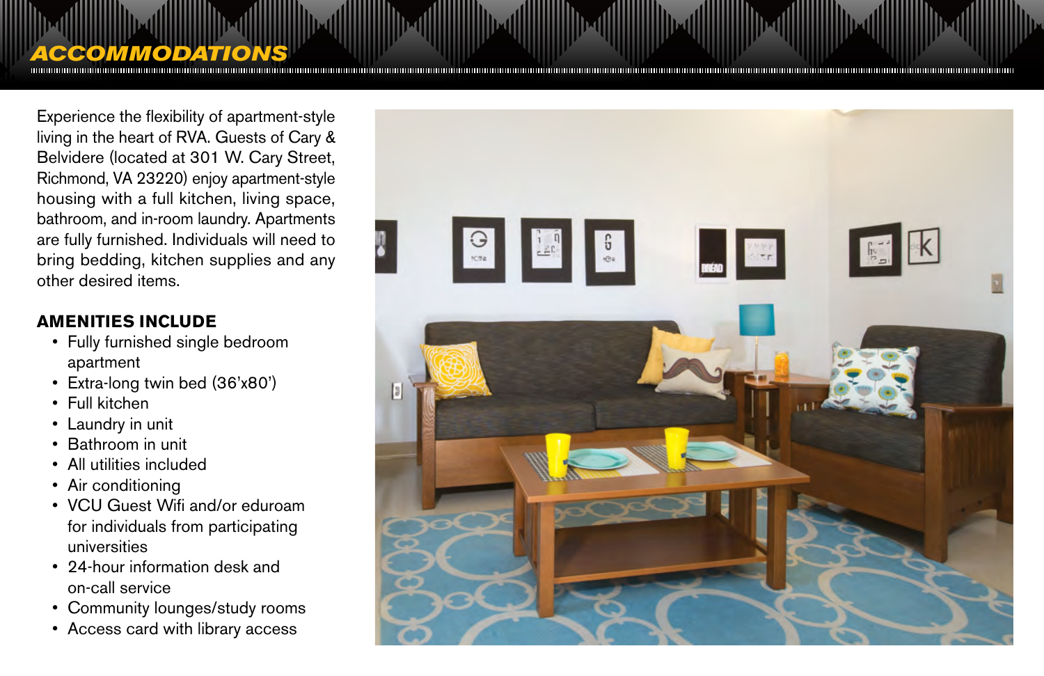# ACCOMMODATIONS

Experience the flexibility of apartment-style living in the heart of RVA. Guests of Cary & Belvidere (located at 301 W. Cary Street, Richmond, VA 23220) enjoy apartment-style housing with a full kitchen, living space, bathroom, and in-room laundry. Apartments are fully furnished. Individuals will need to bring bedding, kitchen supplies and any other desired items.

## AMENITIES INCLUDE

- Fully furnished single bedroom apartment
- Extra-long twin bed (36'x80')
- Full kitchen
- Laundry in unit
- Bathroom in unit
- All utilities included
- Air conditioning
- VCU Guest Wifi and/or eduroam for individuals from participating universities
- 24-hour information desk and on-call service
- Community lounges/study rooms
- Access card with library access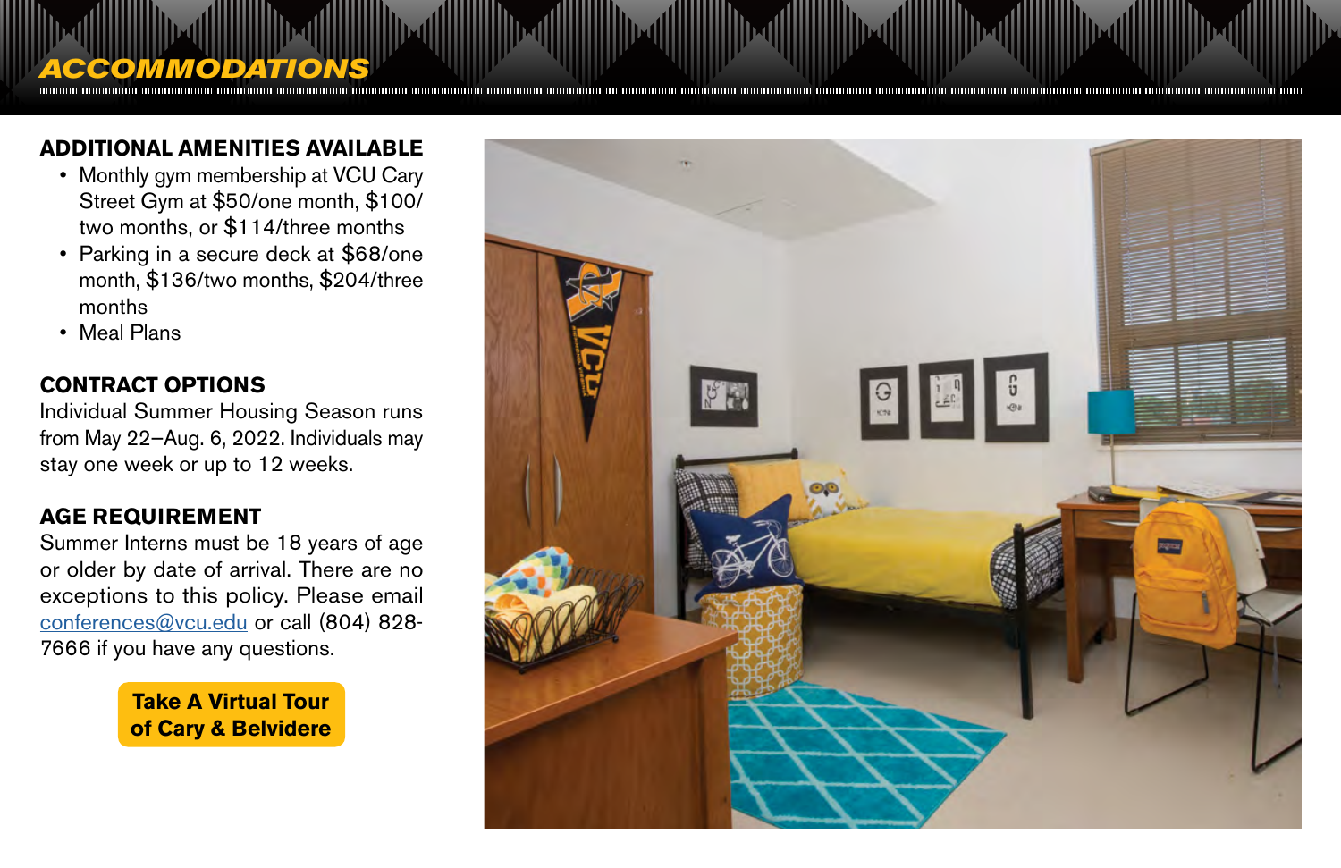# ACCOMMODATIONS

## ADDITIONAL AMENITIES AVAILABLE

- Monthly gym membership at VCU Cary Street Gym at $50/one month, $100/two months, or $114/three months
- Parking in a secure deck at $68/one month, $136/two months, $204/three months
- Meal Plans

## CONTRACT OPTIONS

Individual Summer Housing Season runs from May 22–Aug. 6, 2022. Individuals may stay one week or up to 12 weeks.

## AGE REQUIREMENT

Summer Interns must be 18 years of age or older by date of arrival. There are no exceptions to this policy. Please email conferences@vcu.edu or call (804) 828-7666 if you have any questions.

**Take A Virtual Tour of Cary & Belvidere**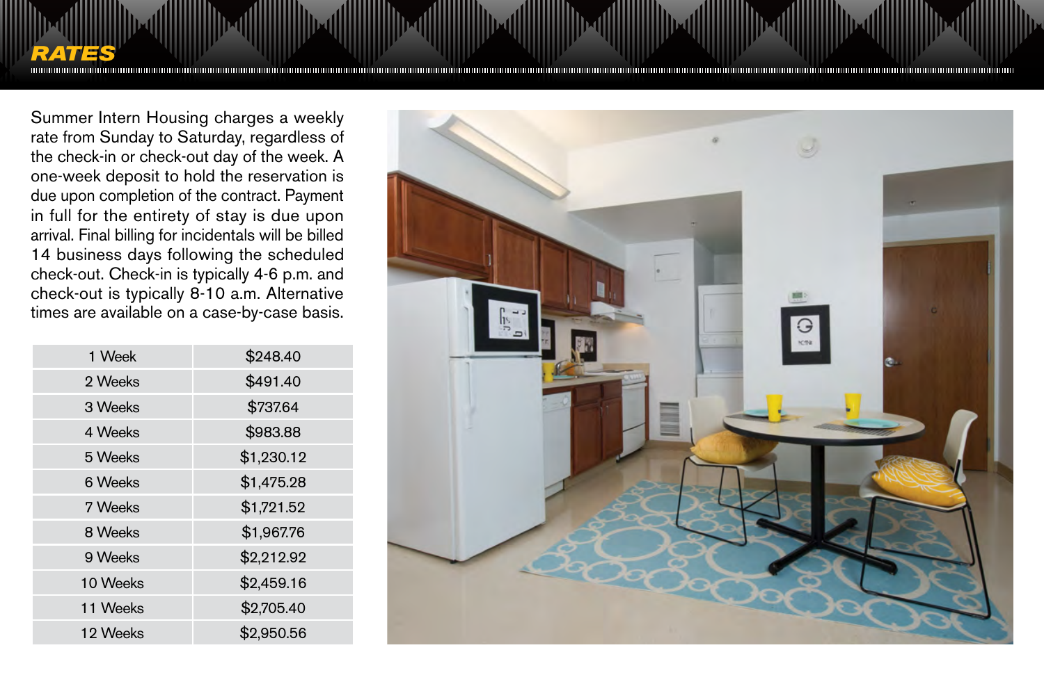# RATES

Summer Intern Housing charges a weekly rate from Sunday to Saturday, regardless of the check-in or check-out day of the week. A one-week deposit to hold the reservation is due upon completion of the contract. Payment in full for the entirety of stay is due upon arrival. Final billing for incidentals will be billed 14 business days following the scheduled check-out. Check-in is typically 4-6 p.m. and check-out is typically 8-10 a.m. Alternative times are available on a case-by-case basis.

| Duration | Rate |
|---|---|
| 1 Week | $248.40 |
| 2 Weeks | $491.40 |
| 3 Weeks | $737.64 |
| 4 Weeks | $983.88 |
| 5 Weeks | $1,230.12 |
| 6 Weeks | $1,475.28 |
| 7 Weeks | $1,721.52 |
| 8 Weeks | $1,967.76 |
| 9 Weeks | $2,212.92 |
| 10 Weeks | $2,459.16 |
| 11 Weeks | $2,705.40 |
| 12 Weeks | $2,950.56 |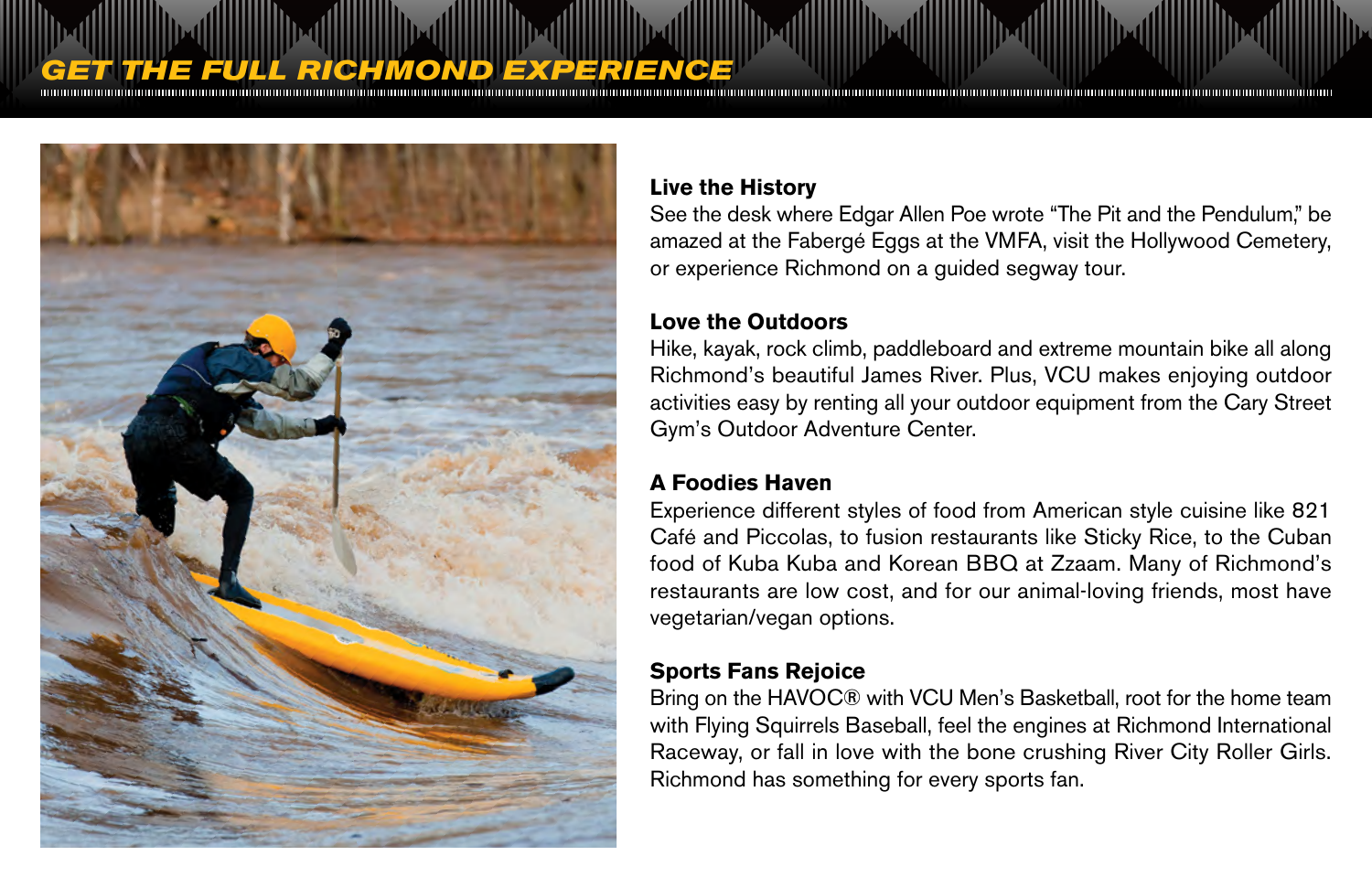# GET THE FULL RICHMOND EXPERIENCE

### Live the History

See the desk where Edgar Allen Poe wrote "The Pit and the Pendulum," be amazed at the Fabergé Eggs at the VMFA, visit the Hollywood Cemetery, or experience Richmond on a guided segway tour.

### Love the Outdoors

Hike, kayak, rock climb, paddleboard and extreme mountain bike all along Richmond's beautiful James River. Plus, VCU makes enjoying outdoor activities easy by renting all your outdoor equipment from the Cary Street Gym's Outdoor Adventure Center.

### A Foodies Haven

Experience different styles of food from American style cuisine like 821 Café and Piccolas, to fusion restaurants like Sticky Rice, to the Cuban food of Kuba Kuba and Korean BBQ at Zzaam. Many of Richmond's restaurants are low cost, and for our animal-loving friends, most have vegetarian/vegan options.

### Sports Fans Rejoice

Bring on the HAVOC® with VCU Men's Basketball, root for the home team with Flying Squirrels Baseball, feel the engines at Richmond International Raceway, or fall in love with the bone crushing River City Roller Girls. Richmond has something for every sports fan.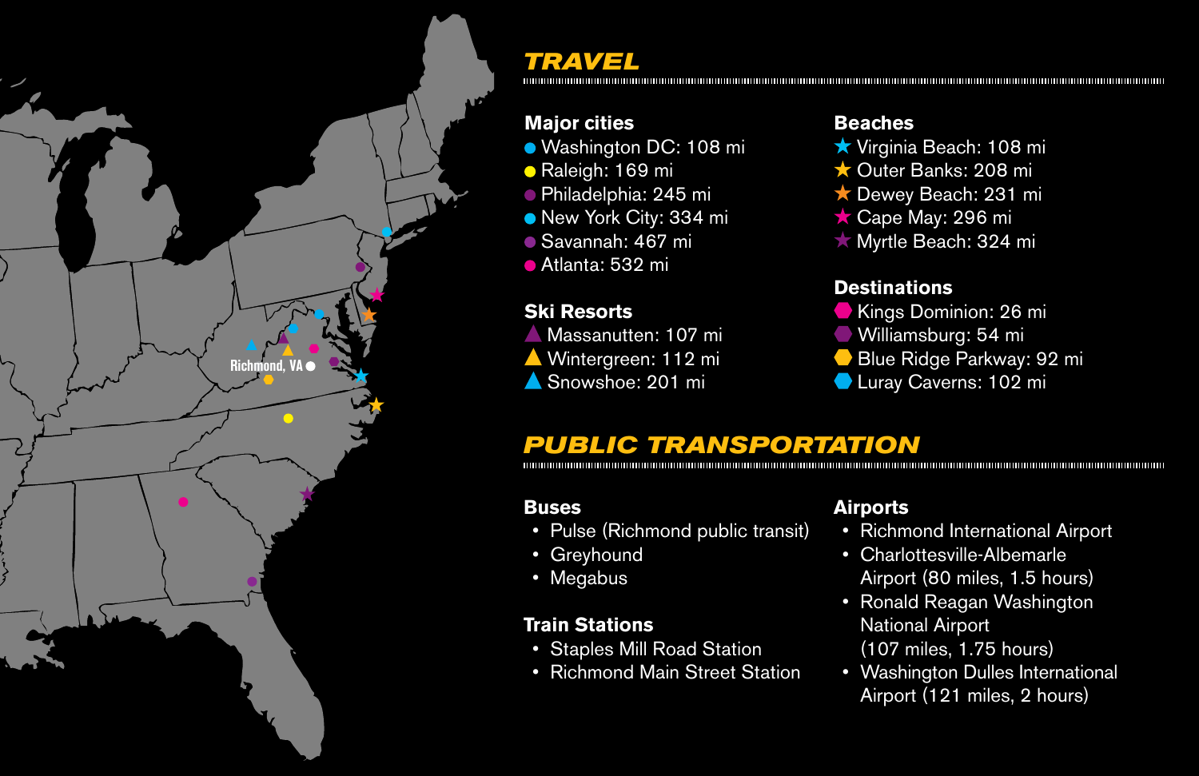Richmond, VA

## TRAVEL

### Major cities

- Washington DC: 108 mi
- Raleigh: 169 mi
- Philadelphia: 245 mi
- New York City: 334 mi
- Savannah: 467 mi
- Atlanta: 532 mi

### Ski Resorts

- Massanutten: 107 mi
- Wintergreen: 112 mi
- Snowshoe: 201 mi

### Beaches

- Virginia Beach: 108 mi
- Outer Banks: 208 mi
- Dewey Beach: 231 mi
- Cape May: 296 mi
- Myrtle Beach: 324 mi

### Destinations

- Kings Dominion: 26 mi
- Williamsburg: 54 mi
- Blue Ridge Parkway: 92 mi
- Luray Caverns: 102 mi

## PUBLIC TRANSPORTATION

### Buses

- Pulse (Richmond public transit)
- Greyhound
- Megabus

### Train Stations

- Staples Mill Road Station
- Richmond Main Street Station

### Airports

- Richmond International Airport
- Charlottesville-Albemarle Airport (80 miles, 1.5 hours)
- Ronald Reagan Washington National Airport (107 miles, 1.75 hours)
- Washington Dulles International Airport (121 miles, 2 hours)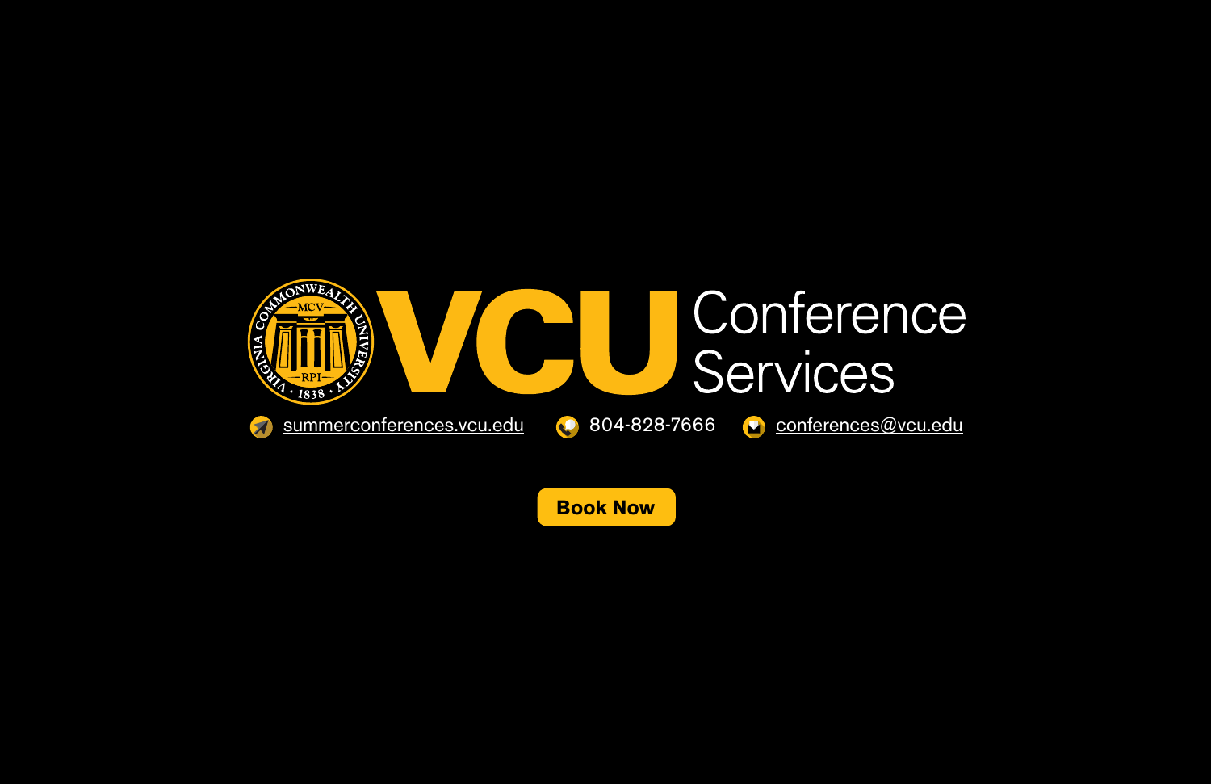# VCU Conference Services

summerconferences.vcu.edu

804-828-7666

conferences@vcu.edu

Book Now